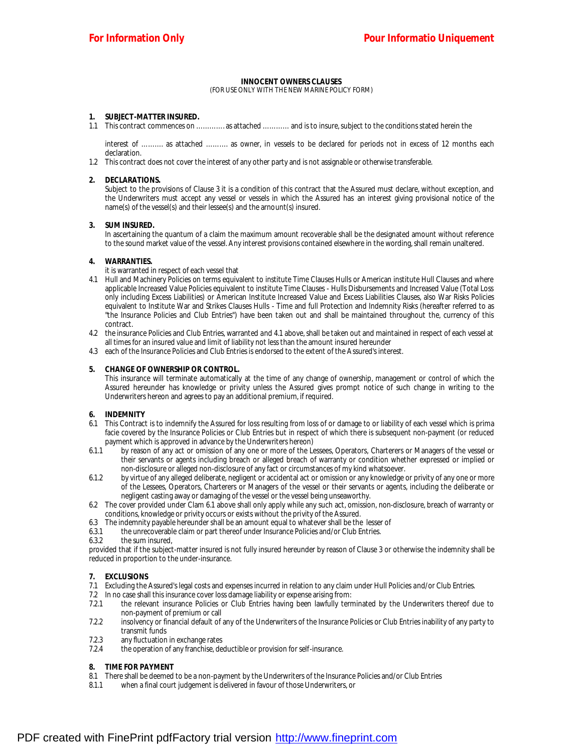For Information Only

Pour Informatio Uniquement

# INNOCENT OWNERS CLAUSES

(FOR USE ONLY WITH THE NEW MARINE POLICY FORM)

**1. SUBJECT-MATTER INSURED.**

1.1 This contract commences on ………… as attached ………… and is to insure, subject to the conditions stated herein the

interest of ………. as attached ………. as owner, in vessels to be declared for periods not in excess of 12 months each declaration.

1.2 This contract does not cover the interest of any other party and is not assignable or otherwise transferable.

**2. DECLARATIONS.**

Subject to the provisions of Clause 3 it is a condition of this contract that the Assured must declare, without exception, and the Underwriters must accept any vessel or vessels in which the Assured has an interest giving provisional notice of the name(s) of the vessel(s) and their lessee(s) and the arnount(s) insured.

**3. SUM INSURED.**

In ascertaining the quantum of a claim the maximum amount recoverable shall be the designated amount without reference to the sound market value of the vessel. Any interest provisions contained elsewhere in the wording, shall remain unaltered.

**4. WARRANTIES.**

it is warranted in respect of each vessel that

4.1 Hull and Machinery Policies on terms equivalent to institute Time Clauses Hulls or American institute Hull Clauses and where applicable Increased Value Policies equivalent to institute Time Clauses - Hulls Disbursements and Increased Value (Total Loss only including Excess Liabilities) or American Institute Increased Value and Excess Liabilities Clauses, also War Risks Policies equivalent to Institute War and Strikes Clauses Hulls - Time and full Protection and Indemnity Risks (hereafter referred to as "the Insurance Policies and Club Entries") have been taken out and shall be maintained throughout the, currency of this contract.

4.2 the insurance Policies and Club Entries, warranted and 4.1 above, shall be taken out and maintained in respect of each vessel at all times for an insured value and limit of liability not less than the amount insured hereunder

4.3 each of the Insurance Policies and Club Entries is endorsed to the extent of the Assured's interest.

**5. CHANGE OF OWNERSHIP OR CONTROL.**

This insurance will terminate automatically at the time of any change of ownership, management or control of which the Assured hereunder has knowledge or privity unless the Assured gives prompt notice of such change in writing to the Underwriters hereon and agrees to pay an additional premium, if required.

**6. INDEMNITY**

6.1 This Contract is to indemnify the Assured for loss resulting from loss of or damage to or liability of each vessel which is prima facie covered by the Insurance Policies or Club Entries but in respect of which there is subsequent non-payment (or reduced payment which is approved in advance by the Underwriters hereon)

6.1.1 by reason of any act or omission of any one or more of the Lessees, Operators, Charterers or Managers of the vessel or their servants or agents including breach or alleged breach of warranty or condition whether expressed or implied or non-disclosure or alleged non-disclosure of any fact or circumstances of my kind whatsoever.

6.1.2 by virtue of any alleged deliberate, negligent or accidental act or omission or any knowledge or privity of any one or more of the Lessees, Operators, Charterers or Managers of the vessel or their servants or agents, including the deliberate or negligent casting away or damaging of the vessel or the vessel being unseaworthy.

6.2 The cover provided under Clam 6.1 above shall only apply while any such act, omission, non-disclosure, breach of warranty or conditions, knowledge or privity occurs or exists without the privity of the Assured.

6.3 The indemnity payable hereunder shall be an amount equal to whatever shall be the lesser of

6.3.1 the unrecoverable claim or part thereof under Insurance Policies and/or Club Entries.

6.3.2 the sum insured,

provided that if the subject-matter insured is not fully insured hereunder by reason of Clause 3 or otherwise the indemnity shall be reduced in proportion to the under-insurance.

**7. EXCLUSIONS**

7.1 Excluding the Assured's legal costs and expenses incurred in relation to any claim under Hull Policies and/or Club Entries.

7.2 In no case shall this insurance cover loss damage liability or expense arising from:

7.2.1 the relevant insurance Policies or Club Entries having been lawfully terminated by the Underwriters thereof due to non-payment of premium or call

7.2.2 insolvency or financial default of any of the Underwriters of the Insurance Policies or Club Entries inability of any party to transmit funds

7.2.3 any fluctuation in exchange rates

7.2.4 the operation of any franchise, deductible or provision for self-insurance.

**8. TIME FOR PAYMENT**

8.1 There shall be deemed to be a non-payment by the Underwriters of the Insurance Policies and/or Club Entries

8.1.1 when a final court judgement is delivered in favour of those Underwriters, or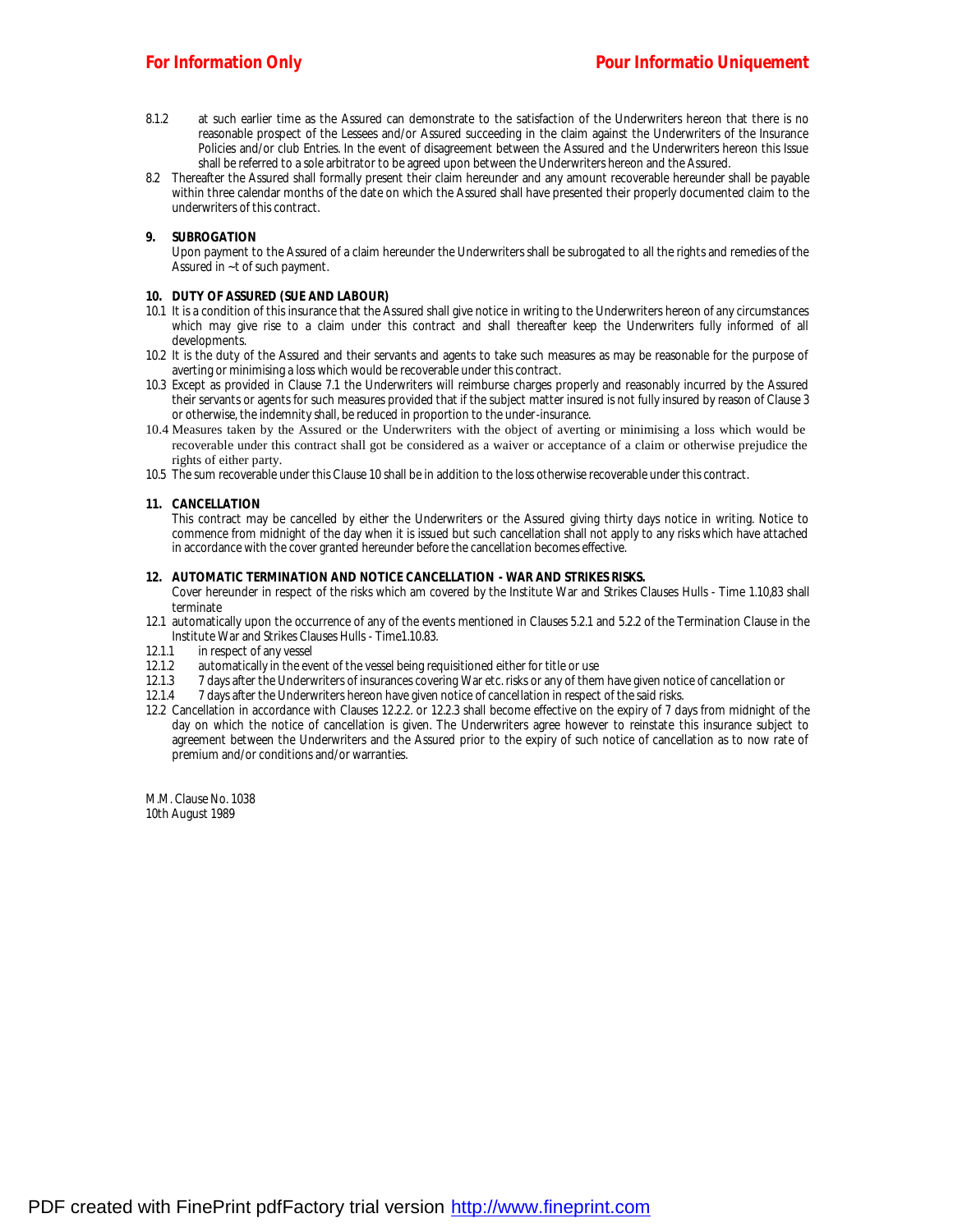8.1.2 at such earlier time as the Assured can demonstrate to the satisfaction of the Underwriters hereon that there is no reasonable prospect of the Lessees and/or Assured succeeding in the claim against the Underwriters of the Insurance Policies and/or club Entries. In the event of disagreement between the Assured and the Underwriters hereon this Issue shall be referred to a sole arbitrator to be agreed upon between the Underwriters hereon and the Assured.

8.2 Thereafter the Assured shall formally present their claim hereunder and any amount recoverable hereunder shall be payable within three calendar months of the date on which the Assured shall have presented their properly documented claim to the underwriters of this contract.

**9. SUBROGATION**

Upon payment to the Assured of a claim hereunder the Underwriters shall be subrogated to all the rights and remedies of the Assured in ~t of such payment.

**10. DUTY OF ASSURED (SUE AND LABOUR)**

10.1 It is a condition of this insurance that the Assured shall give notice in writing to the Underwriters hereon of any circumstances which may give rise to a claim under this contract and shall thereafter keep the Underwriters fully informed of all developments.

10.2 It is the duty of the Assured and their servants and agents to take such measures as may be reasonable for the purpose of averting or minimising a loss which would be recoverable under this contract.

10.3 Except as provided in Clause 7.1 the Underwriters will reimburse charges properly and reasonably incurred by the Assured their servants or agents for such measures provided that if the subject matter insured is not fully insured by reason of Clause 3 or otherwise, the indemnity shall, be reduced in proportion to the under-insurance.

10.4 Measures taken by the Assured or the Underwriters with the object of averting or minimising a loss which would be recoverable under this contract shall got be considered as a waiver or acceptance of a claim or otherwise prejudice the rights of either party.

10.5 The sum recoverable under this Clause 10 shall be in addition to the loss otherwise recoverable under this contract.

**11. CANCELLATION**

This contract may be cancelled by either the Underwriters or the Assured giving thirty days notice in writing. Notice to commence from midnight of the day when it is issued but such cancellation shall not apply to any risks which have attached in accordance with the cover granted hereunder before the cancellation becomes effective.

**12. AUTOMATIC TERMINATION AND NOTICE CANCELLATION - WAR AND STRIKES RISKS.**

Cover hereunder in respect of the risks which am covered by the Institute War and Strikes Clauses Hulls - Time 1.10,83 shall terminate

12.1 automatically upon the occurrence of any of the events mentioned in Clauses 5.2.1 and 5.2.2 of the Termination Clause in the Institute War and Strikes Clauses Hulls - Time1.10.83.

12.1.1 in respect of any vessel

12.1.2 automatically in the event of the vessel being requisitioned either for title or use

12.1.3 7 days after the Underwriters of insurances covering War etc. risks or any of them have given notice of cancellation or

12.1.4 7 days after the Underwriters hereon have given notice of cancellation in respect of the said risks.

12.2 Cancellation in accordance with Clauses 12.2.2. or 12.2.3 shall become effective on the expiry of 7 days from midnight of the day on which the notice of cancellation is given. The Underwriters agree however to reinstate this insurance subject to agreement between the Underwriters and the Assured prior to the expiry of such notice of cancellation as to now rate of premium and/or conditions and/or warranties.

M.M. Clause No. 1038
10th August 1989